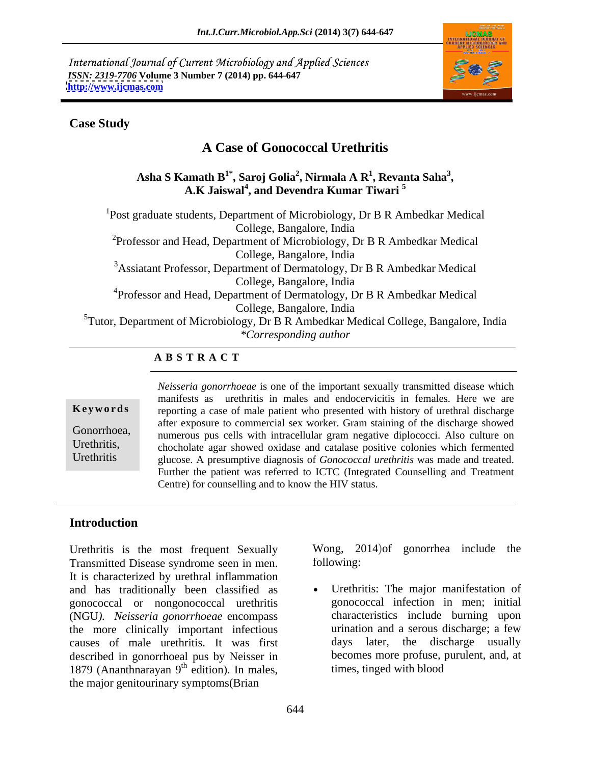International Journal of Current Microbiology and Applied Sciences
*ISSN: 2319-7706* **Volume 3 Number 7 (2014) pp. 644-647**
**http://www.ijcmas.com**

**Case Study**

# A Case of Gonococcal Urethritis

**Asha S Kamath B[1*], Saroj Golia[2], Nirmala A R[1], Revanta Saha[3], A.K Jaiswal[4], and Devendra Kumar Tiwari [5]**

[1]Post graduate students, Department of Microbiology, Dr B R Ambedkar Medical College, Bangalore, India

[2]Professor and Head, Department of Microbiology, Dr B R Ambedkar Medical College, Bangalore, India

[3]Assiatant Professor, Department of Dermatology, Dr B R Ambedkar Medical College, Bangalore, India

[4]Professor and Head, Department of Dermatology, Dr B R Ambedkar Medical College, Bangalore, India

[5]Tutor, Department of Microbiology, Dr B R Ambedkar Medical College, Bangalore, India

*\*Corresponding author*

**A B S T R A C T**

**Keywords**

Gonorrhoea, Urethritis, Urethritis

*Neisseria gonorrhoeae* is one of the important sexually transmitted disease which manifests as urethritis in males and endocervicitis in females. Here we are reporting a case of male patient who presented with history of urethral discharge after exposure to commercial sex worker. Gram staining of the discharge showed numerous pus cells with intracellular gram negative diplococci. Also culture on chocholate agar showed oxidase and catalase positive colonies which fermented glucose. A presumptive diagnosis of *Gonococcal urethritis* was made and treated. Further the patient was referred to ICTC (Integrated Counselling and Treatment Centre) for counselling and to know the HIV status.

## Introduction

Urethritis is the most frequent Sexually Transmitted Disease syndrome seen in men. It is characterized by urethral inflammation and has traditionally been classified as gonococcal or nongonococcal urethritis (NGU*). Neisseria gonorrhoeae* encompass the more clinically important infectious causes of male urethritis. It was first described in gonorrhoeal pus by Neisser in 1879 (Ananthnarayan 9th edition). In males, the major genitourinary symptoms(Brian Wong, 2014)of gonorrhea include the following:

- Urethritis: The major manifestation of gonococcal infection in men; initial characteristics include burning upon urination and a serous discharge; a few days later, the discharge usually becomes more profuse, purulent, and, at times, tinged with blood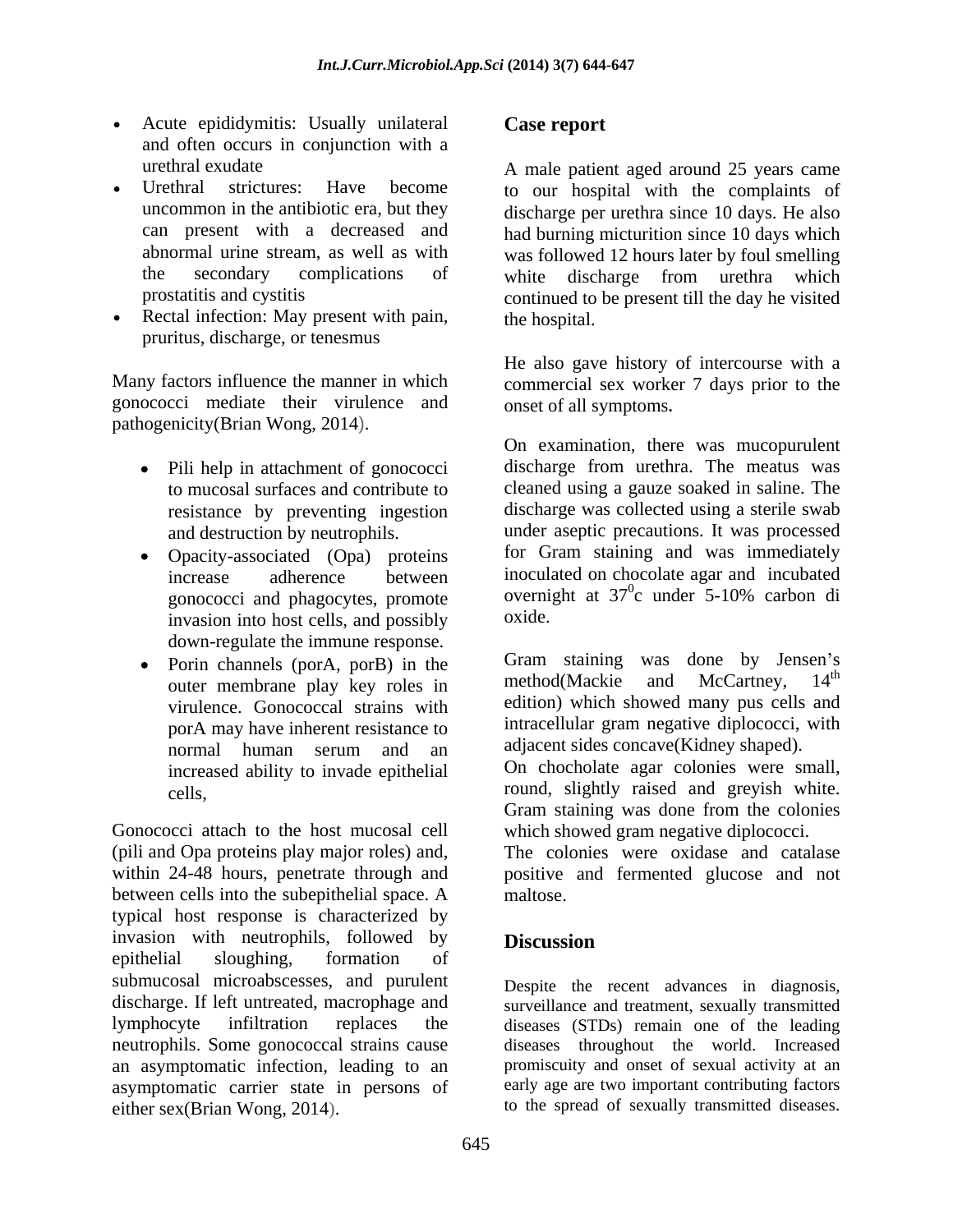- Acute epididymitis: Usually unilateral and often occurs in conjunction with a urethral exudate
- Urethral strictures: Have become uncommon in the antibiotic era, but they can present with a decreased and abnormal urine stream, as well as with the secondary complications of prostatitis and cystitis
- Rectal infection: May present with pain, pruritus, discharge, or tenesmus

Many factors influence the manner in which gonococci mediate their virulence and pathogenicity(Brian Wong, 2014).

- Pili help in attachment of gonococci to mucosal surfaces and contribute to resistance by preventing ingestion and destruction by neutrophils.
- Opacity-associated (Opa) proteins increase adherence between gonococci and phagocytes, promote invasion into host cells, and possibly down-regulate the immune response.
- Porin channels (porA, porB) in the outer membrane play key roles in virulence. Gonococcal strains with porA may have inherent resistance to normal human serum and an increased ability to invade epithelial cells,

Gonococci attach to the host mucosal cell (pili and Opa proteins play major roles) and, within 24-48 hours, penetrate through and between cells into the subepithelial space. A typical host response is characterized by invasion with neutrophils, followed by epithelial sloughing, formation of submucosal microabscesses, and purulent discharge. If left untreated, macrophage and lymphocyte infiltration replaces the neutrophils. Some gonococcal strains cause an asymptomatic infection, leading to an asymptomatic carrier state in persons of either sex(Brian Wong, 2014).

## Case report

A male patient aged around 25 years came to our hospital with the complaints of discharge per urethra since 10 days. He also had burning micturition since 10 days which was followed 12 hours later by foul smelling white discharge from urethra which continued to be present till the day he visited the hospital.

He also gave history of intercourse with a commercial sex worker 7 days prior to the onset of all symptoms.

On examination, there was mucopurulent discharge from urethra. The meatus was cleaned using a gauze soaked in saline. The discharge was collected using a sterile swab under aseptic precautions. It was processed for Gram staining and was immediately inoculated on chocolate agar and incubated overnight at $37^0$c under 5-10% carbon di oxide.

Gram staining was done by Jensen's method(Mackie and McCartney, 14th edition) which showed many pus cells and intracellular gram negative diplococci, with adjacent sides concave(Kidney shaped).
On chocholate agar colonies were small, round, slightly raised and greyish white. Gram staining was done from the colonies which showed gram negative diplococci.
The colonies were oxidase and catalase positive and fermented glucose and not maltose.

## Discussion

Despite the recent advances in diagnosis, surveillance and treatment, sexually transmitted diseases (STDs) remain one of the leading diseases throughout the world. Increased promiscuity and onset of sexual activity at an early age are two important contributing factors to the spread of sexually transmitted diseases.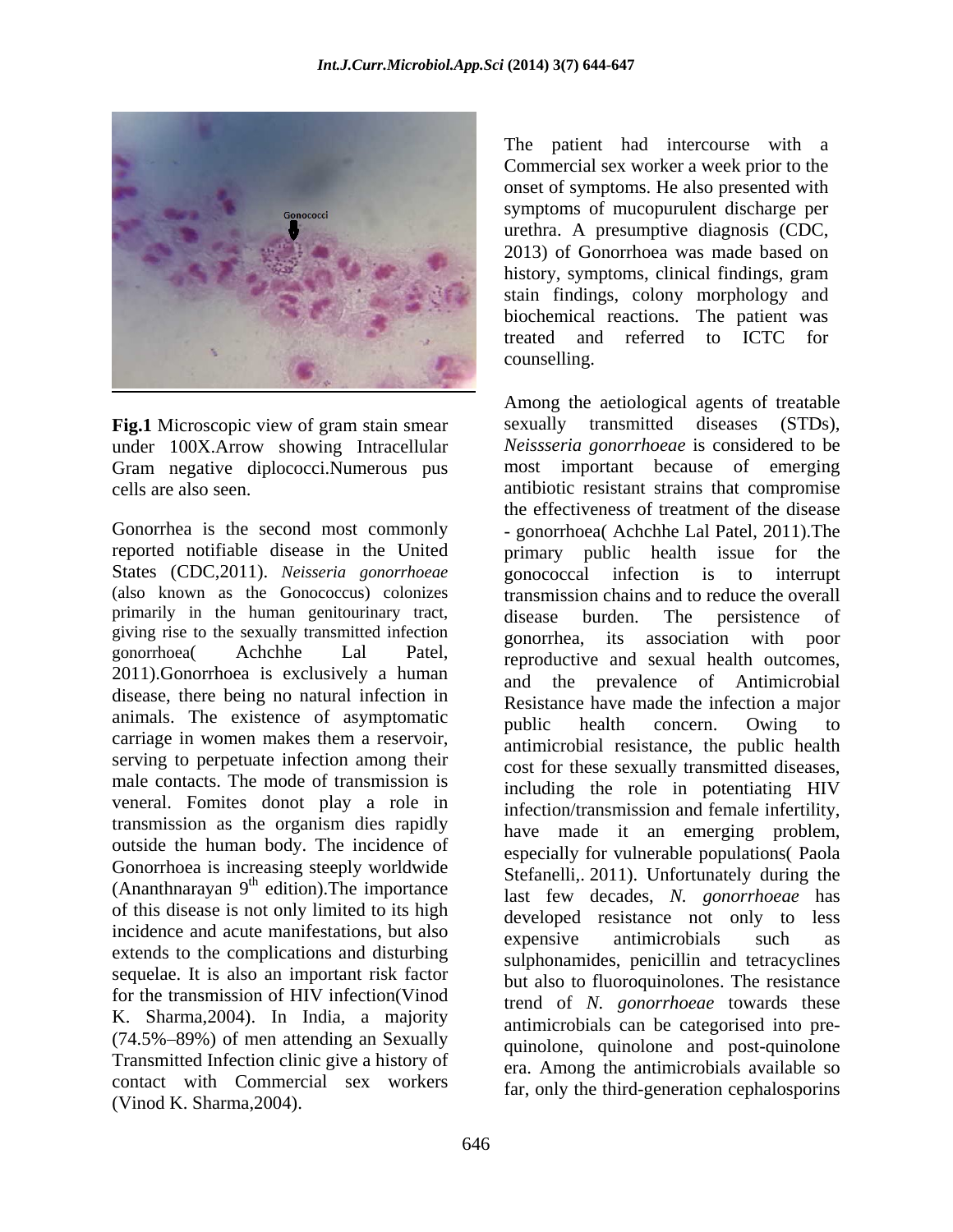**Fig.1** Microscopic view of gram stain smear under 100X.Arrow showing Intracellular Gram negative diplococci.Numerous pus cells are also seen.

Gonorrhea is the second most commonly reported notifiable disease in the United States (CDC,2011). *Neisseria gonorrhoeae* (also known as the Gonococcus) colonizes primarily in the human genitourinary tract, giving rise to the sexually transmitted infection gonorrhoea( Achchhe Lal Patel, 2011).Gonorrhoea is exclusively a human disease, there being no natural infection in animals. The existence of asymptomatic carriage in women makes them a reservoir, serving to perpetuate infection among their male contacts. The mode of transmission is veneral. Fomites donot play a role in transmission as the organism dies rapidly outside the human body. The incidence of Gonorrhoea is increasing steeply worldwide (Ananthnarayan 9[th] edition).The importance of this disease is not only limited to its high incidence and acute manifestations, but also extends to the complications and disturbing sequelae. It is also an important risk factor for the transmission of HIV infection(Vinod K. Sharma,2004). In India, a majority (74.5%–89%) of men attending an Sexually Transmitted Infection clinic give a history of contact with Commercial sex workers (Vinod K. Sharma,2004).

The patient had intercourse with a Commercial sex worker a week prior to the onset of symptoms. He also presented with symptoms of mucopurulent discharge per urethra. A presumptive diagnosis (CDC, 2013) of Gonorrhoea was made based on history, symptoms, clinical findings, gram stain findings, colony morphology and biochemical reactions. The patient was treated and referred to ICTC for counselling.

Among the aetiological agents of treatable sexually transmitted diseases (STDs), *Neissseria gonorrhoeae* is considered to be most important because of emerging antibiotic resistant strains that compromise the effectiveness of treatment of the disease - gonorrhoea( Achchhe Lal Patel, 2011).The primary public health issue for the gonococcal infection is to interrupt transmission chains and to reduce the overall disease burden. The persistence of gonorrhea, its association with poor reproductive and sexual health outcomes, and the prevalence of Antimicrobial Resistance have made the infection a major public health concern. Owing to antimicrobial resistance, the public health cost for these sexually transmitted diseases, including the role in potentiating HIV infection/transmission and female infertility, have made it an emerging problem, especially for vulnerable populations( Paola Stefanelli,. 2011). Unfortunately during the last few decades, *N. gonorrhoeae* has developed resistance not only to less expensive antimicrobials such as sulphonamides, penicillin and tetracyclines but also to fluoroquinolones. The resistance trend of *N. gonorrhoeae* towards these antimicrobials can be categorised into pre-quinolone, quinolone and post-quinolone era. Among the antimicrobials available so far, only the third-generation cephalosporins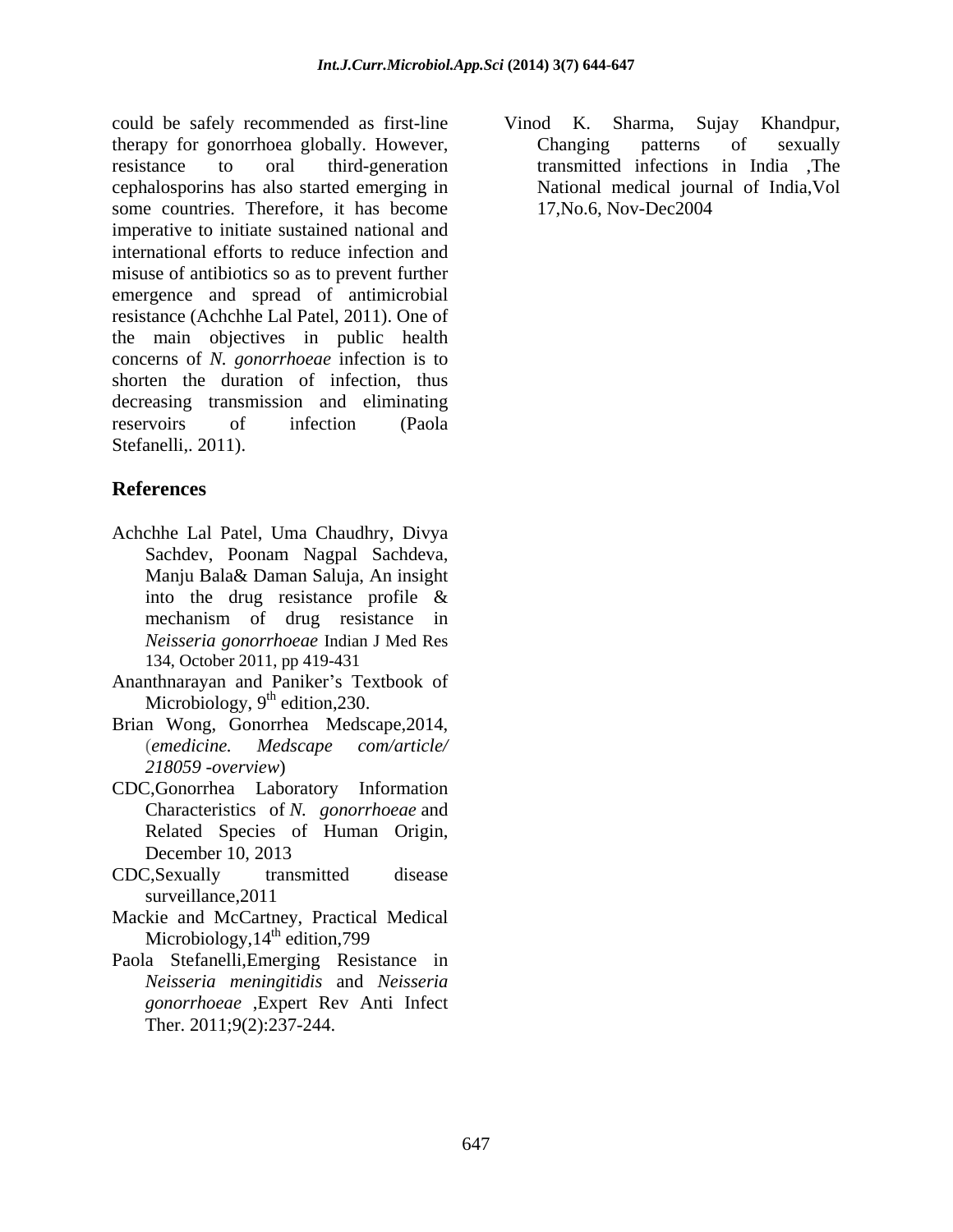could be safely recommended as first-line therapy for gonorrhoea globally. However, resistance to oral third-generation cephalosporins has also started emerging in some countries. Therefore, it has become imperative to initiate sustained national and international efforts to reduce infection and misuse of antibiotics so as to prevent further emergence and spread of antimicrobial resistance (Achchhe Lal Patel, 2011). One of the main objectives in public health concerns of *N. gonorrhoeae* infection is to shorten the duration of infection, thus decreasing transmission and eliminating reservoirs of infection (Paola Stefanelli,. 2011).

## References

Achchhe Lal Patel, Uma Chaudhry, Divya Sachdev, Poonam Nagpal Sachdeva, Manju Bala& Daman Saluja, An insight into the drug resistance profile & mechanism of drug resistance in *Neisseria gonorrhoeae* Indian J Med Res 134, October 2011, pp 419-431

Ananthnarayan and Paniker's Textbook of Microbiology, 9th edition,230.

Brian Wong, Gonorrhea Medscape,2014, (*emedicine. Medscape com/article/ 218059 -overview*)

CDC,Gonorrhea Laboratory Information Characteristics of *N. gonorrhoeae* and Related Species of Human Origin, December 10, 2013

CDC,Sexually transmitted disease surveillance,2011

Mackie and McCartney, Practical Medical Microbiology,14th edition,799

Paola Stefanelli,Emerging Resistance in *Neisseria meningitidis* and *Neisseria gonorrhoeae* ,Expert Rev Anti Infect Ther. 2011;9(2):237-244.

Vinod K. Sharma, Sujay Khandpur, Changing patterns of sexually transmitted infections in India ,The National medical journal of India,Vol 17,No.6, Nov-Dec2004